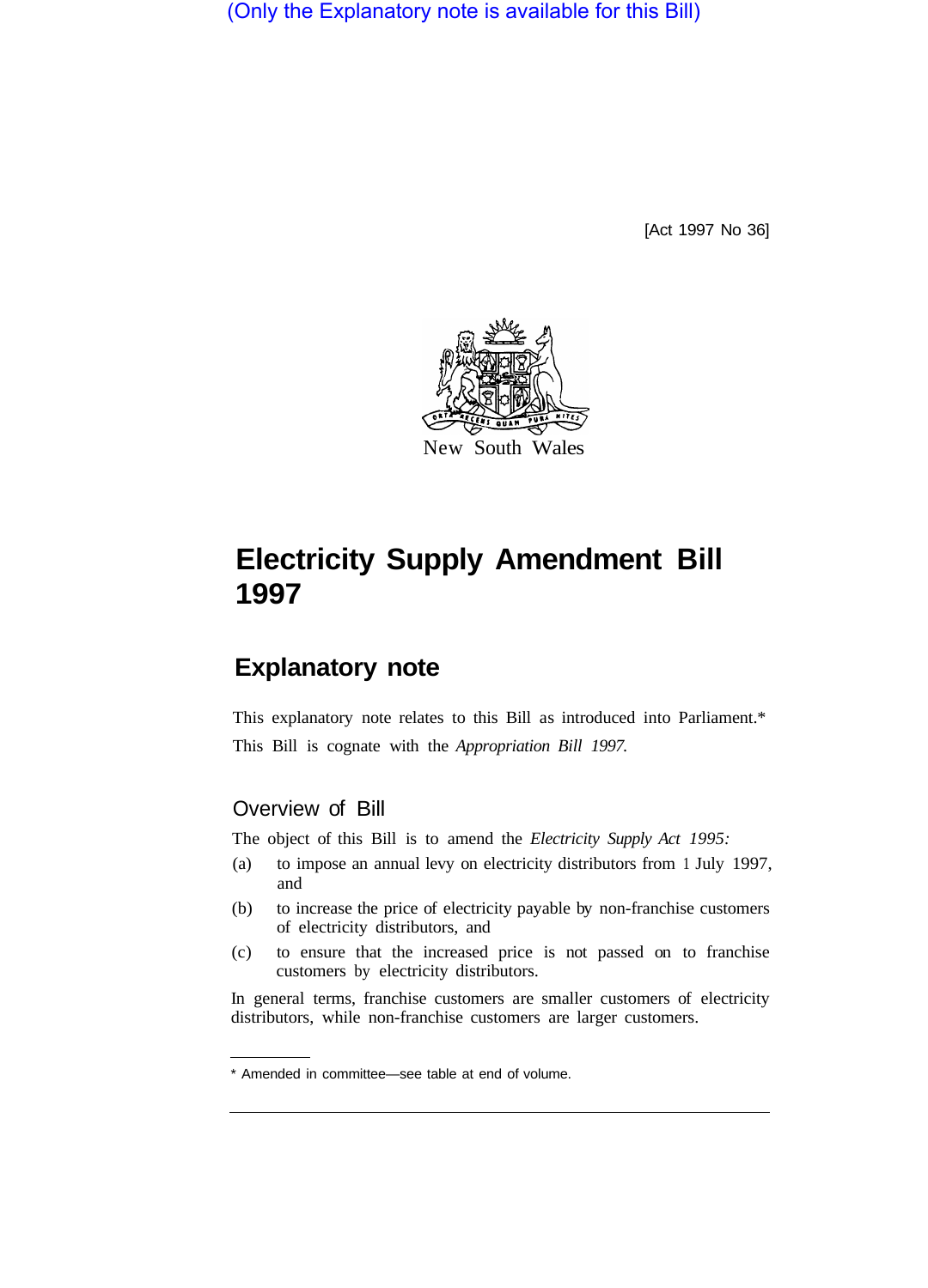(Only the Explanatory note is available for this Bill)

[Act 1997 No 36]

New South Wales

# Electricity Supply Amendment Bill 1997

## Explanatory note

This explanatory note relates to this Bill as introduced into Parliament.*

This Bill is cognate with the *Appropriation Bill 1997.*

### Overview of Bill

The object of this Bill is to amend the *Electricity Supply Act 1995:*

(a) to impose an annual levy on electricity distributors from 1 July 1997, and

(b) to increase the price of electricity payable by non-franchise customers of electricity distributors, and

(c) to ensure that the increased price is not passed on to franchise customers by electricity distributors.

In general terms, franchise customers are smaller customers of electricity distributors, while non-franchise customers are larger customers.

* Amended in committee—see table at end of volume.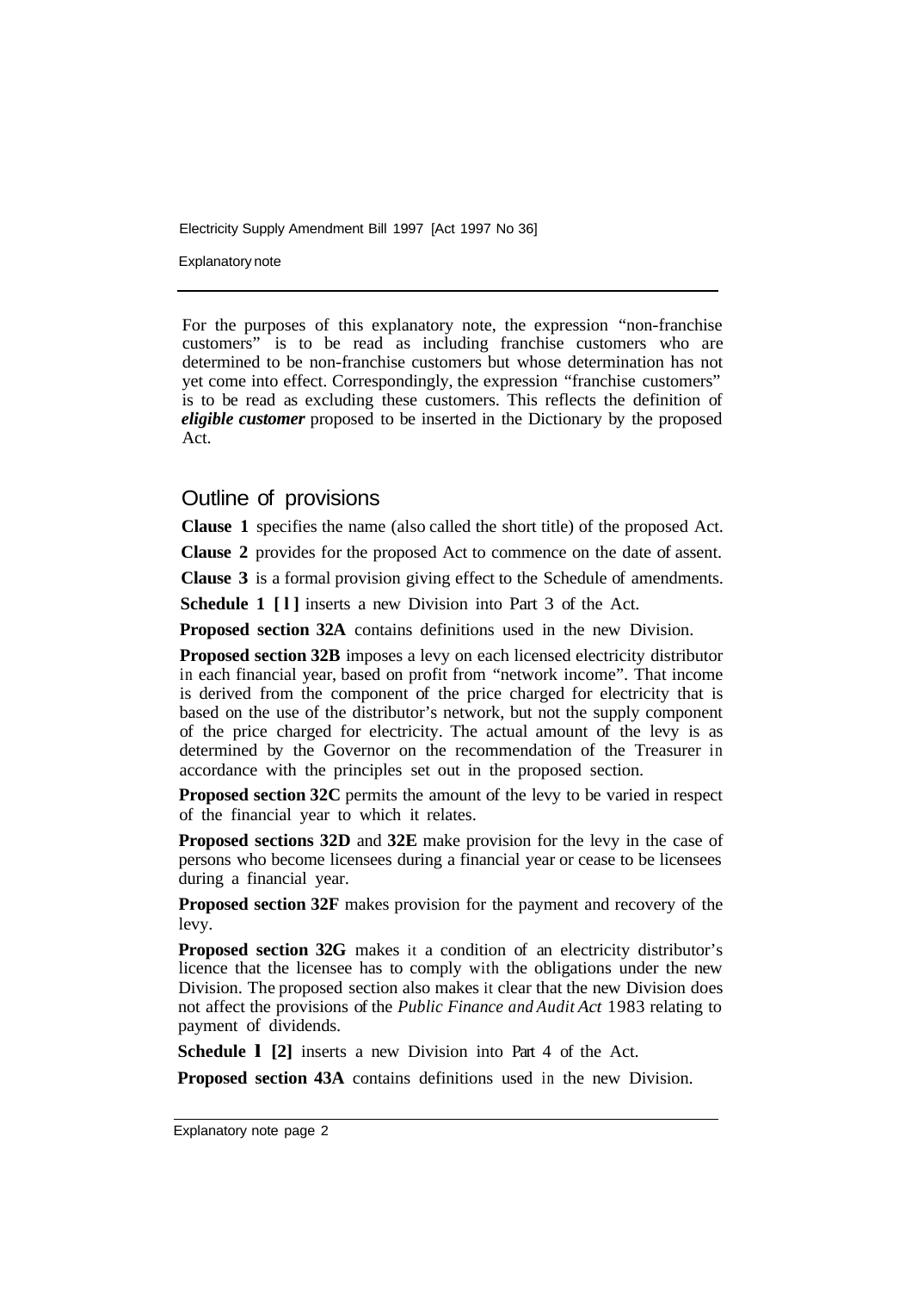For the purposes of this explanatory note, the expression "non-franchise customers" is to be read as including franchise customers who are determined to be non-franchise customers but whose determination has not yet come into effect. Correspondingly, the expression "franchise customers" is to be read as excluding these customers. This reflects the definition of ***eligible customer*** proposed to be inserted in the Dictionary by the proposed Act.

## Outline of provisions

**Clause 1** specifies the name (also called the short title) of the proposed Act.

**Clause 2** provides for the proposed Act to commence on the date of assent.

**Clause 3** is a formal provision giving effect to the Schedule of amendments.

**Schedule 1 [1]** inserts a new Division into Part 3 of the Act.

**Proposed section 32A** contains definitions used in the new Division.

**Proposed section 32B** imposes a levy on each licensed electricity distributor in each financial year, based on profit from "network income". That income is derived from the component of the price charged for electricity that is based on the use of the distributor's network, but not the supply component of the price charged for electricity. The actual amount of the levy is as determined by the Governor on the recommendation of the Treasurer in accordance with the principles set out in the proposed section.

**Proposed section 32C** permits the amount of the levy to be varied in respect of the financial year to which it relates.

**Proposed sections 32D** and **32E** make provision for the levy in the case of persons who become licensees during a financial year or cease to be licensees during a financial year.

**Proposed section 32F** makes provision for the payment and recovery of the levy.

**Proposed section 32G** makes it a condition of an electricity distributor's licence that the licensee has to comply with the obligations under the new Division. The proposed section also makes it clear that the new Division does not affect the provisions of the *Public Finance and Audit Act* 1983 relating to payment of dividends.

**Schedule 1 [2]** inserts a new Division into Part 4 of the Act.

**Proposed section 43A** contains definitions used in the new Division.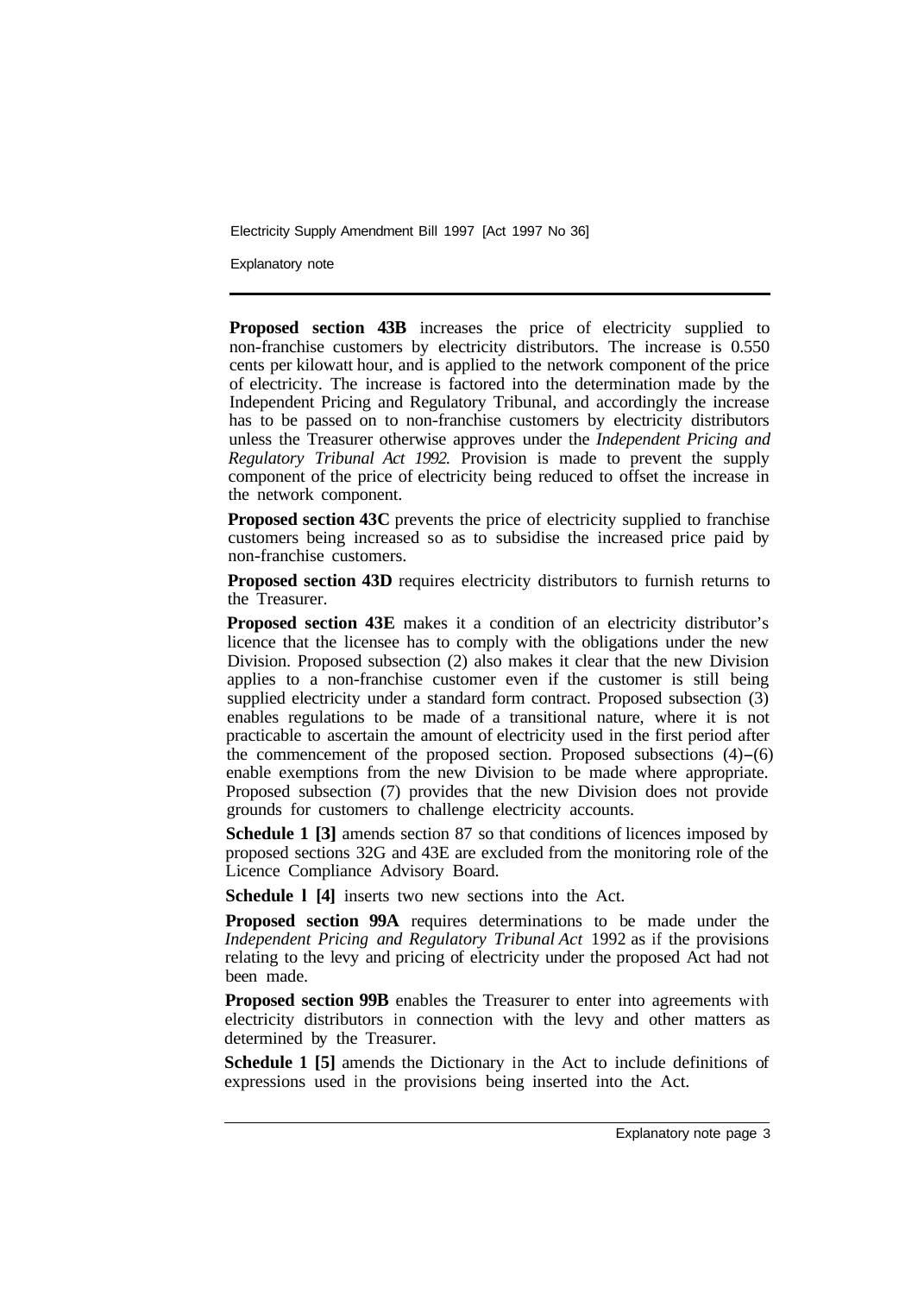**Proposed section 43B** increases the price of electricity supplied to non-franchise customers by electricity distributors. The increase is 0.550 cents per kilowatt hour, and is applied to the network component of the price of electricity. The increase is factored into the determination made by the Independent Pricing and Regulatory Tribunal, and accordingly the increase has to be passed on to non-franchise customers by electricity distributors unless the Treasurer otherwise approves under the *Independent Pricing and Regulatory Tribunal Act 1992.* Provision is made to prevent the supply component of the price of electricity being reduced to offset the increase in the network component.

**Proposed section 43C** prevents the price of electricity supplied to franchise customers being increased so as to subsidise the increased price paid by non-franchise customers.

**Proposed section 43D** requires electricity distributors to furnish returns to the Treasurer.

**Proposed section 43E** makes it a condition of an electricity distributor's licence that the licensee has to comply with the obligations under the new Division. Proposed subsection (2) also makes it clear that the new Division applies to a non-franchise customer even if the customer is still being supplied electricity under a standard form contract. Proposed subsection (3) enables regulations to be made of a transitional nature, where it is not practicable to ascertain the amount of electricity used in the first period after the commencement of the proposed section. Proposed subsections (4)–(6) enable exemptions from the new Division to be made where appropriate. Proposed subsection (7) provides that the new Division does not provide grounds for customers to challenge electricity accounts.

**Schedule 1 [3]** amends section 87 so that conditions of licences imposed by proposed sections 32G and 43E are excluded from the monitoring role of the Licence Compliance Advisory Board.

**Schedule 1 [4]** inserts two new sections into the Act.

**Proposed section 99A** requires determinations to be made under the *Independent Pricing and Regulatory Tribunal Act* 1992 as if the provisions relating to the levy and pricing of electricity under the proposed Act had not been made.

**Proposed section 99B** enables the Treasurer to enter into agreements with electricity distributors in connection with the levy and other matters as determined by the Treasurer.

**Schedule 1 [5]** amends the Dictionary in the Act to include definitions of expressions used in the provisions being inserted into the Act.